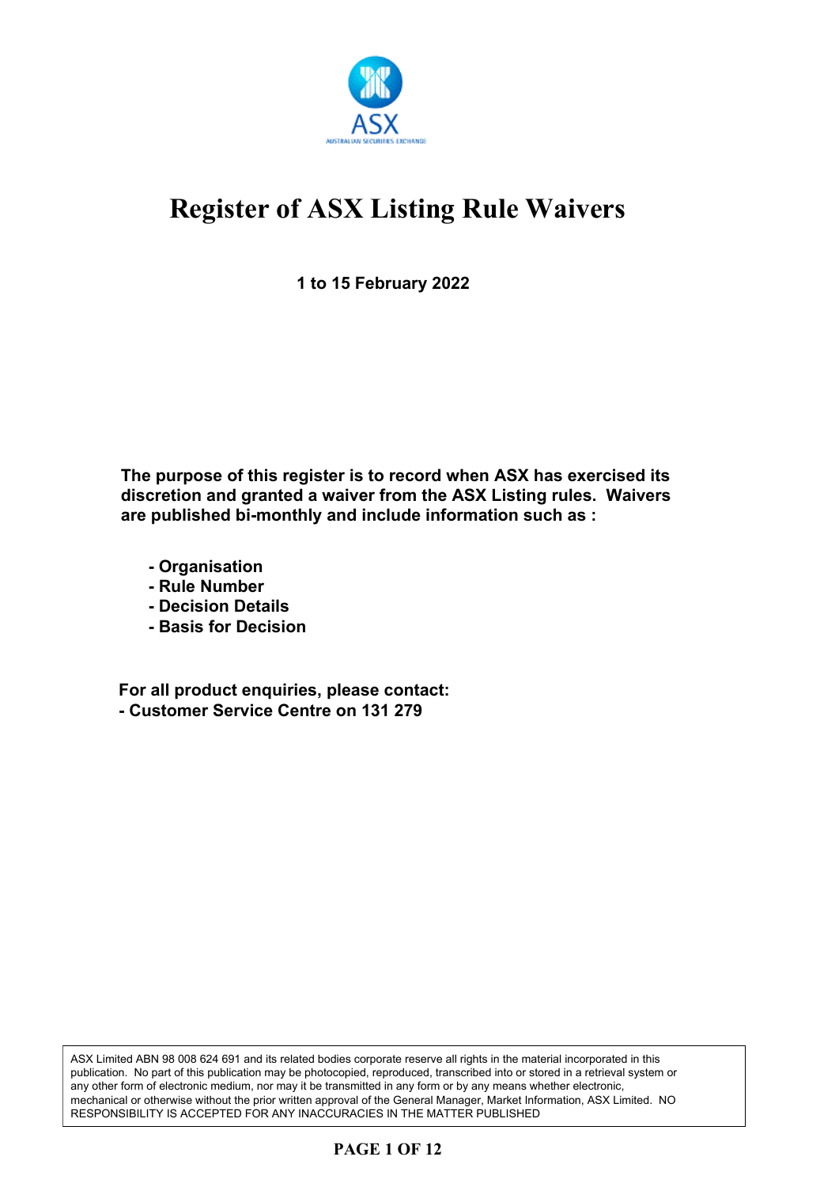# Register of ASX Listing Rule Waivers

**1 to 15 February 2022**

**The purpose of this register is to record when ASX has exercised its discretion and granted a waiver from the ASX Listing rules. Waivers are published bi-monthly and include information such as :**

- **Organisation**
- **Rule Number**
- **Decision Details**
- **Basis for Decision**

**For all product enquiries, please contact:**
**- Customer Service Centre on 131 279**

ASX Limited ABN 98 008 624 691 and its related bodies corporate reserve all rights in the material incorporated in this publication. No part of this publication may be photocopied, reproduced, transcribed into or stored in a retrieval system or any other form of electronic medium, nor may it be transmitted in any form or by any means whether electronic, mechanical or otherwise without the prior written approval of the General Manager, Market Information, ASX Limited. NO RESPONSIBILITY IS ACCEPTED FOR ANY INACCURACIES IN THE MATTER PUBLISHED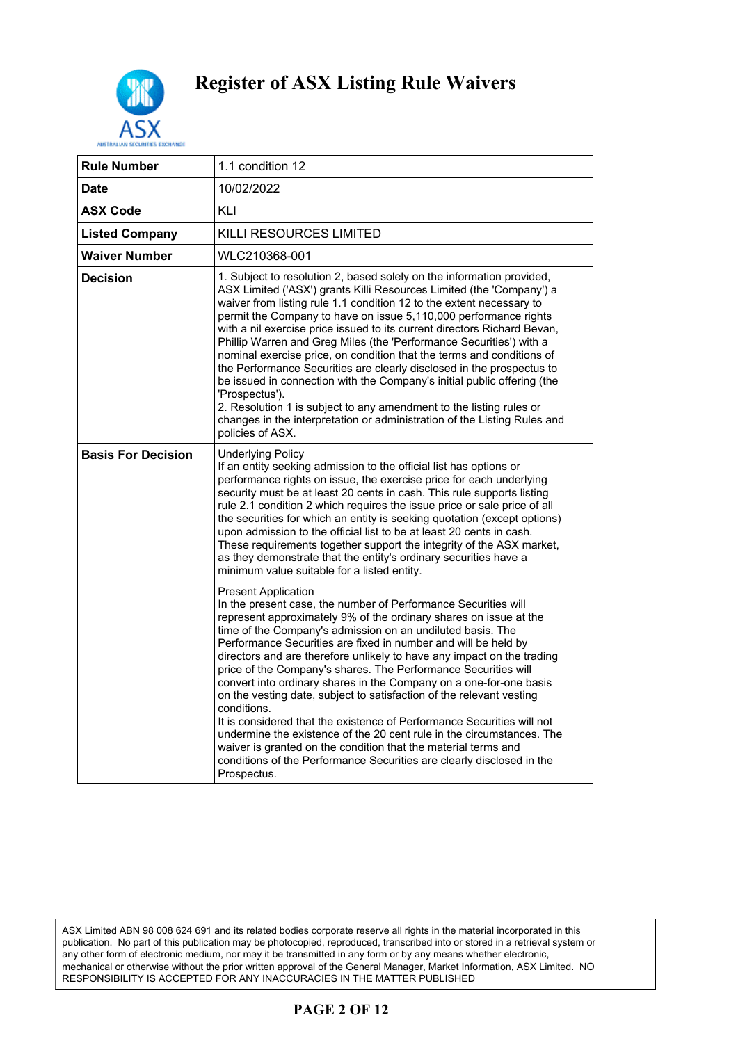# Register of ASX Listing Rule Waivers

| Rule Number | 1.1 condition 12 |
|---|---|
| Date | 10/02/2022 |
| ASX Code | KLI |
| Listed Company | KILLI RESOURCES LIMITED |
| Waiver Number | WLC210368-001 |
| Decision | 1. Subject to resolution 2, based solely on the information provided, ASX Limited ('ASX') grants Killi Resources Limited (the 'Company') a waiver from listing rule 1.1 condition 12 to the extent necessary to permit the Company to have on issue 5,110,000 performance rights with a nil exercise price issued to its current directors Richard Bevan, Phillip Warren and Greg Miles (the 'Performance Securities') with a nominal exercise price, on condition that the terms and conditions of the Performance Securities are clearly disclosed in the prospectus to be issued in connection with the Company's initial public offering (the 'Prospectus').<br>2. Resolution 1 is subject to any amendment to the listing rules or changes in the interpretation or administration of the Listing Rules and policies of ASX. |
| Basis For Decision | Underlying Policy<br>If an entity seeking admission to the official list has options or performance rights on issue, the exercise price for each underlying security must be at least 20 cents in cash. This rule supports listing rule 2.1 condition 2 which requires the issue price or sale price of all the securities for which an entity is seeking quotation (except options) upon admission to the official list to be at least 20 cents in cash. These requirements together support the integrity of the ASX market, as they demonstrate that the entity's ordinary securities have a minimum value suitable for a listed entity.<br><br>Present Application<br>In the present case, the number of Performance Securities will represent approximately 9% of the ordinary shares on issue at the time of the Company's admission on an undiluted basis. The Performance Securities are fixed in number and will be held by directors and are therefore unlikely to have any impact on the trading price of the Company's shares. The Performance Securities will convert into ordinary shares in the Company on a one-for-one basis on the vesting date, subject to satisfaction of the relevant vesting conditions.<br>It is considered that the existence of Performance Securities will not undermine the existence of the 20 cent rule in the circumstances. The waiver is granted on the condition that the material terms and conditions of the Performance Securities are clearly disclosed in the Prospectus. |

ASX Limited ABN 98 008 624 691 and its related bodies corporate reserve all rights in the material incorporated in this publication. No part of this publication may be photocopied, reproduced, transcribed into or stored in a retrieval system or any other form of electronic medium, nor may it be transmitted in any form or by any means whether electronic, mechanical or otherwise without the prior written approval of the General Manager, Market Information, ASX Limited. NO RESPONSIBILITY IS ACCEPTED FOR ANY INACCURACIES IN THE MATTER PUBLISHED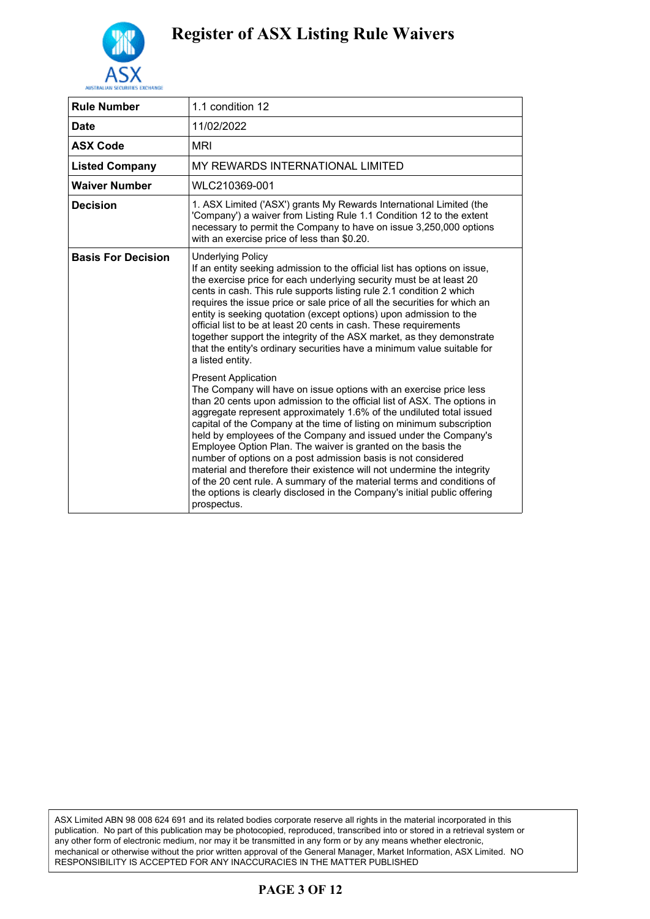# Register of ASX Listing Rule Waivers

| | |
|---|---|
| **Rule Number** | 1.1 condition 12 |
| **Date** | 11/02/2022 |
| **ASX Code** | MRI |
| **Listed Company** | MY REWARDS INTERNATIONAL LIMITED |
| **Waiver Number** | WLC210369-001 |
| **Decision** | 1. ASX Limited ('ASX') grants My Rewards International Limited (the 'Company') a waiver from Listing Rule 1.1 Condition 12 to the extent necessary to permit the Company to have on issue 3,250,000 options with an exercise price of less than $0.20. |
| **Basis For Decision** | Underlying Policy<br>If an entity seeking admission to the official list has options on issue, the exercise price for each underlying security must be at least 20 cents in cash. This rule supports listing rule 2.1 condition 2 which requires the issue price or sale price of all the securities for which an entity is seeking quotation (except options) upon admission to the official list to be at least 20 cents in cash. These requirements together support the integrity of the ASX market, as they demonstrate that the entity's ordinary securities have a minimum value suitable for a listed entity.<br><br>Present Application<br>The Company will have on issue options with an exercise price less than 20 cents upon admission to the official list of ASX. The options in aggregate represent approximately 1.6% of the undiluted total issued capital of the Company at the time of listing on minimum subscription held by employees of the Company and issued under the Company's Employee Option Plan. The waiver is granted on the basis the number of options on a post admission basis is not considered material and therefore their existence will not undermine the integrity of the 20 cent rule. A summary of the material terms and conditions of the options is clearly disclosed in the Company's initial public offering prospectus. |

ASX Limited ABN 98 008 624 691 and its related bodies corporate reserve all rights in the material incorporated in this publication. No part of this publication may be photocopied, reproduced, transcribed into or stored in a retrieval system or any other form of electronic medium, nor may it be transmitted in any form or by any means whether electronic, mechanical or otherwise without the prior written approval of the General Manager, Market Information, ASX Limited. NO RESPONSIBILITY IS ACCEPTED FOR ANY INACCURACIES IN THE MATTER PUBLISHED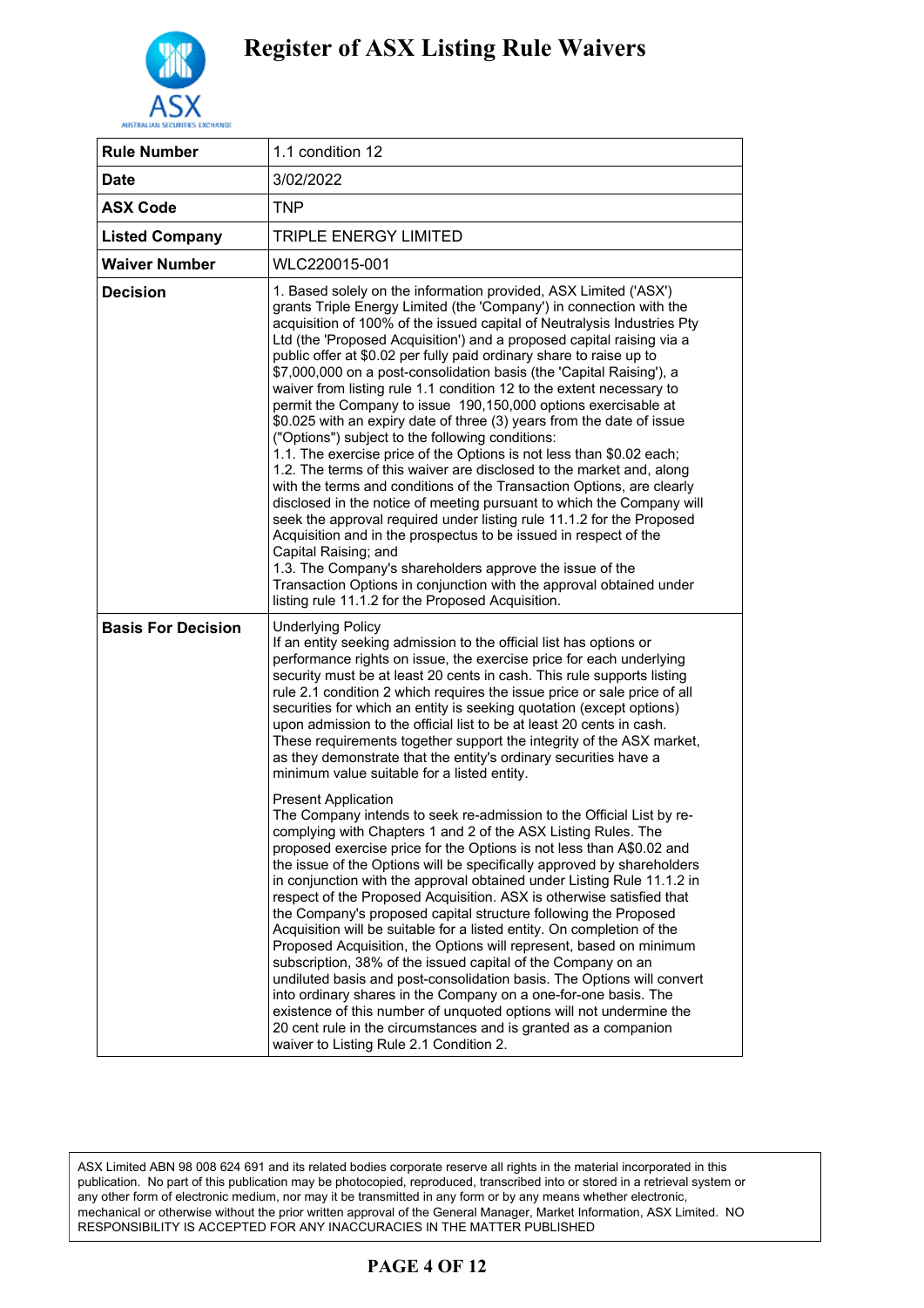# Register of ASX Listing Rule Waivers

| Rule Number | 1.1 condition 12 |
|---|---|
| Date | 3/02/2022 |
| ASX Code | TNP |
| Listed Company | TRIPLE ENERGY LIMITED |
| Waiver Number | WLC220015-001 |
| Decision | 1. Based solely on the information provided, ASX Limited ('ASX') grants Triple Energy Limited (the 'Company') in connection with the acquisition of 100% of the issued capital of Neutralysis Industries Pty Ltd (the 'Proposed Acquisition') and a proposed capital raising via a public offer at $0.02 per fully paid ordinary share to raise up to $7,000,000 on a post-consolidation basis (the 'Capital Raising'), a waiver from listing rule 1.1 condition 12 to the extent necessary to permit the Company to issue 190,150,000 options exercisable at $0.025 with an expiry date of three (3) years from the date of issue ("Options") subject to the following conditions:<br>1.1. The exercise price of the Options is not less than $0.02 each;<br>1.2. The terms of this waiver are disclosed to the market and, along with the terms and conditions of the Transaction Options, are clearly disclosed in the notice of meeting pursuant to which the Company will seek the approval required under listing rule 11.1.2 for the Proposed Acquisition and in the prospectus to be issued in respect of the Capital Raising; and<br>1.3. The Company's shareholders approve the issue of the Transaction Options in conjunction with the approval obtained under listing rule 11.1.2 for the Proposed Acquisition. |
| Basis For Decision | Underlying Policy<br>If an entity seeking admission to the official list has options or performance rights on issue, the exercise price for each underlying security must be at least 20 cents in cash. This rule supports listing rule 2.1 condition 2 which requires the issue price or sale price of all securities for which an entity is seeking quotation (except options) upon admission to the official list to be at least 20 cents in cash. These requirements together support the integrity of the ASX market, as they demonstrate that the entity's ordinary securities have a minimum value suitable for a listed entity.<br><br>Present Application<br>The Company intends to seek re-admission to the Official List by re-complying with Chapters 1 and 2 of the ASX Listing Rules. The proposed exercise price for the Options is not less than A$0.02 and the issue of the Options will be specifically approved by shareholders in conjunction with the approval obtained under Listing Rule 11.1.2 in respect of the Proposed Acquisition. ASX is otherwise satisfied that the Company's proposed capital structure following the Proposed Acquisition will be suitable for a listed entity. On completion of the Proposed Acquisition, the Options will represent, based on minimum subscription, 38% of the issued capital of the Company on an undiluted basis and post-consolidation basis. The Options will convert into ordinary shares in the Company on a one-for-one basis. The existence of this number of unquoted options will not undermine the 20 cent rule in the circumstances and is granted as a companion waiver to Listing Rule 2.1 Condition 2. |

ASX Limited ABN 98 008 624 691 and its related bodies corporate reserve all rights in the material incorporated in this publication. No part of this publication may be photocopied, reproduced, transcribed into or stored in a retrieval system or any other form of electronic medium, nor may it be transmitted in any form or by any means whether electronic, mechanical or otherwise without the prior written approval of the General Manager, Market Information, ASX Limited. NO RESPONSIBILITY IS ACCEPTED FOR ANY INACCURACIES IN THE MATTER PUBLISHED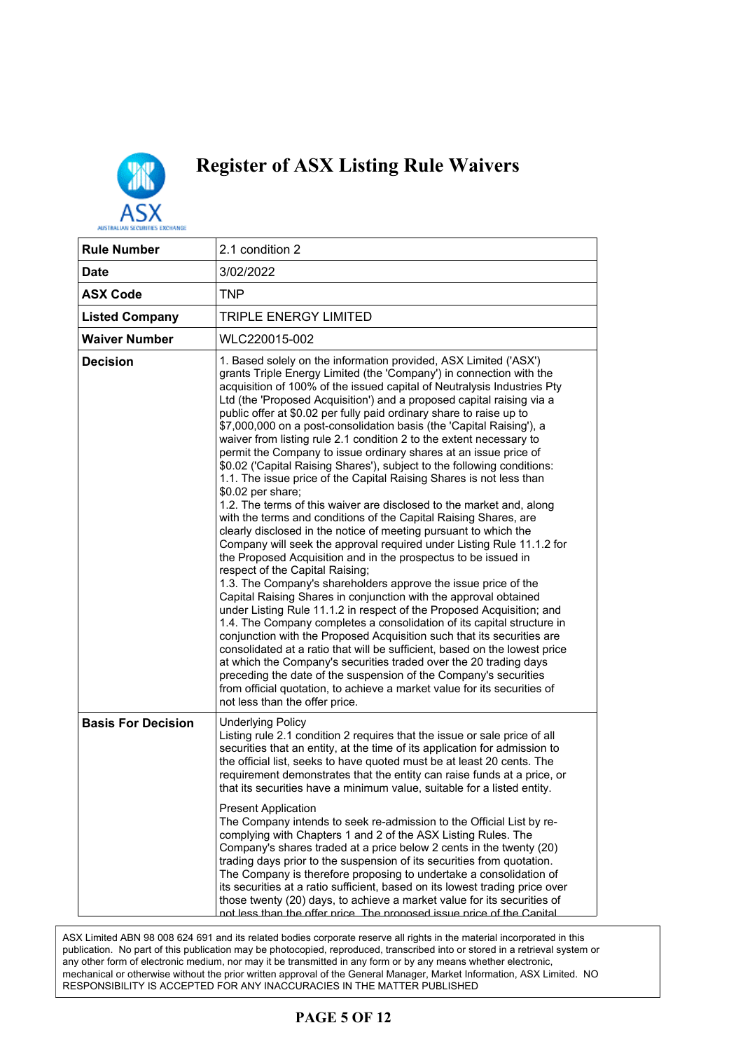# Register of ASX Listing Rule Waivers

| Rule Number | 2.1 condition 2 |
|---|---|
| Date | 3/02/2022 |
| ASX Code | TNP |
| Listed Company | TRIPLE ENERGY LIMITED |
| Waiver Number | WLC220015-002 |
| Decision | 1. Based solely on the information provided, ASX Limited ('ASX') grants Triple Energy Limited (the 'Company') in connection with the acquisition of 100% of the issued capital of Neutralysis Industries Pty Ltd (the 'Proposed Acquisition') and a proposed capital raising via a public offer at $0.02 per fully paid ordinary share to raise up to $7,000,000 on a post-consolidation basis (the 'Capital Raising'), a waiver from listing rule 2.1 condition 2 to the extent necessary to permit the Company to issue ordinary shares at an issue price of $0.02 ('Capital Raising Shares'), subject to the following conditions:<br>1.1. The issue price of the Capital Raising Shares is not less than $0.02 per share;<br>1.2. The terms of this waiver are disclosed to the market and, along with the terms and conditions of the Capital Raising Shares, are clearly disclosed in the notice of meeting pursuant to which the Company will seek the approval required under Listing Rule 11.1.2 for the Proposed Acquisition and in the prospectus to be issued in respect of the Capital Raising;<br>1.3. The Company's shareholders approve the issue price of the Capital Raising Shares in conjunction with the approval obtained under Listing Rule 11.1.2 in respect of the Proposed Acquisition; and<br>1.4. The Company completes a consolidation of its capital structure in conjunction with the Proposed Acquisition such that its securities are consolidated at a ratio that will be sufficient, based on the lowest price at which the Company's securities traded over the 20 trading days preceding the date of the suspension of the Company's securities from official quotation, to achieve a market value for its securities of not less than the offer price. |
| Basis For Decision | Underlying Policy<br>Listing rule 2.1 condition 2 requires that the issue or sale price of all securities that an entity, at the time of its application for admission to the official list, seeks to have quoted must be at least 20 cents. The requirement demonstrates that the entity can raise funds at a price, or that its securities have a minimum value, suitable for a listed entity.<br><br>Present Application<br>The Company intends to seek re-admission to the Official List by re-complying with Chapters 1 and 2 of the ASX Listing Rules. The Company's shares traded at a price below 2 cents in the twenty (20) trading days prior to the suspension of its securities from quotation. The Company is therefore proposing to undertake a consolidation of its securities at a ratio sufficient, based on its lowest trading price over those twenty (20) days, to achieve a market value for its securities of not less than the offer price. The proposed issue price of the Capital |

ASX Limited ABN 98 008 624 691 and its related bodies corporate reserve all rights in the material incorporated in this publication. No part of this publication may be photocopied, reproduced, transcribed into or stored in a retrieval system or any other form of electronic medium, nor may it be transmitted in any form or by any means whether electronic, mechanical or otherwise without the prior written approval of the General Manager, Market Information, ASX Limited. NO RESPONSIBILITY IS ACCEPTED FOR ANY INACCURACIES IN THE MATTER PUBLISHED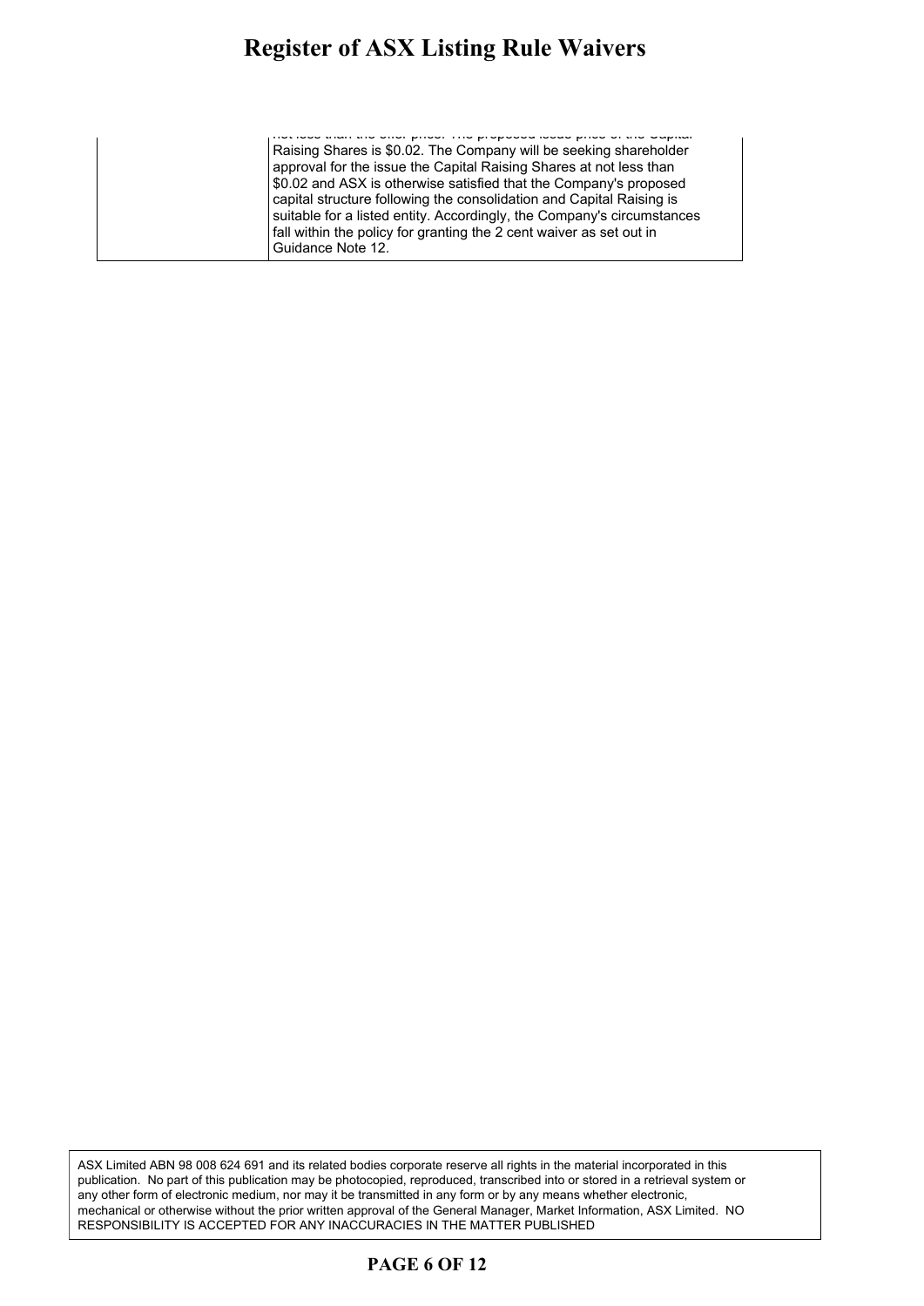| | |
|---|---|
| | not less than the offer price. The proposed issue price of the Capital Raising Shares is \$0.02. The Company will be seeking shareholder approval for the issue the Capital Raising Shares at not less than \$0.02 and ASX is otherwise satisfied that the Company's proposed capital structure following the consolidation and Capital Raising is suitable for a listed entity. Accordingly, the Company's circumstances fall within the policy for granting the 2 cent waiver as set out in Guidance Note 12. |

ASX Limited ABN 98 008 624 691 and its related bodies corporate reserve all rights in the material incorporated in this publication. No part of this publication may be photocopied, reproduced, transcribed into or stored in a retrieval system or any other form of electronic medium, nor may it be transmitted in any form or by any means whether electronic, mechanical or otherwise without the prior written approval of the General Manager, Market Information, ASX Limited. NO RESPONSIBILITY IS ACCEPTED FOR ANY INACCURACIES IN THE MATTER PUBLISHED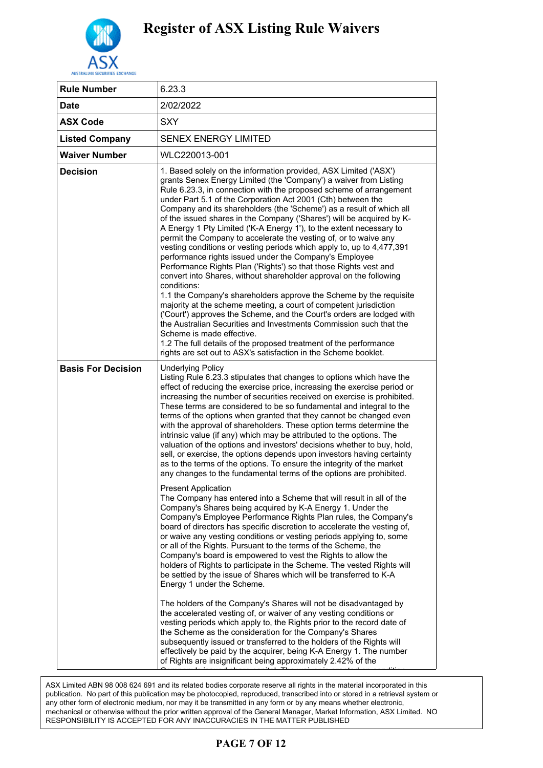# Register of ASX Listing Rule Waivers

| Rule Number | 6.23.3 |
|---|---|
| Date | 2/02/2022 |
| ASX Code | SXY |
| Listed Company | SENEX ENERGY LIMITED |
| Waiver Number | WLC220013-001 |
| Decision | 1. Based solely on the information provided, ASX Limited ('ASX') grants Senex Energy Limited (the 'Company') a waiver from Listing Rule 6.23.3, in connection with the proposed scheme of arrangement under Part 5.1 of the Corporation Act 2001 (Cth) between the Company and its shareholders (the 'Scheme') as a result of which all of the issued shares in the Company ('Shares') will be acquired by K-A Energy 1 Pty Limited ('K-A Energy 1'), to the extent necessary to permit the Company to accelerate the vesting of, or to waive any vesting conditions or vesting periods which apply to, up to 4,477,391 performance rights issued under the Company's Employee Performance Rights Plan ('Rights') so that those Rights vest and convert into Shares, without shareholder approval on the following conditions:<br>1.1 the Company's shareholders approve the Scheme by the requisite majority at the scheme meeting, a court of competent jurisdiction ('Court') approves the Scheme, and the Court's orders are lodged with the Australian Securities and Investments Commission such that the Scheme is made effective.<br>1.2 The full details of the proposed treatment of the performance rights are set out to ASX's satisfaction in the Scheme booklet. |
| Basis For Decision | Underlying Policy<br>Listing Rule 6.23.3 stipulates that changes to options which have the effect of reducing the exercise price, increasing the exercise period or increasing the number of securities received on exercise is prohibited. These terms are considered to be so fundamental and integral to the terms of the options when granted that they cannot be changed even with the approval of shareholders. These option terms determine the intrinsic value (if any) which may be attributed to the options. The valuation of the options and investors' decisions whether to buy, hold, sell, or exercise, the options depends upon investors having certainty as to the terms of the options. To ensure the integrity of the market any changes to the fundamental terms of the options are prohibited.<br><br>Present Application<br>The Company has entered into a Scheme that will result in all of the Company's Shares being acquired by K-A Energy 1. Under the Company's Employee Performance Rights Plan rules, the Company's board of directors has specific discretion to accelerate the vesting of, or waive any vesting conditions or vesting periods applying to, some or all of the Rights. Pursuant to the terms of the Scheme, the Company's board is empowered to vest the Rights to allow the holders of Rights to participate in the Scheme. The vested Rights will be settled by the issue of Shares which will be transferred to K-A Energy 1 under the Scheme.<br><br>The holders of the Company's Shares will not be disadvantaged by the accelerated vesting of, or waiver of any vesting conditions or vesting periods which apply to, the Rights prior to the record date of the Scheme as the consideration for the Company's Shares subsequently issued or transferred to the holders of the Rights will effectively be paid by the acquirer, being K-A Energy 1. The number of Rights are insignificant being approximately 2.42% of the |

ASX Limited ABN 98 008 624 691 and its related bodies corporate reserve all rights in the material incorporated in this publication. No part of this publication may be photocopied, reproduced, transcribed into or stored in a retrieval system or any other form of electronic medium, nor may it be transmitted in any form or by any means whether electronic, mechanical or otherwise without the prior written approval of the General Manager, Market Information, ASX Limited. NO RESPONSIBILITY IS ACCEPTED FOR ANY INACCURACIES IN THE MATTER PUBLISHED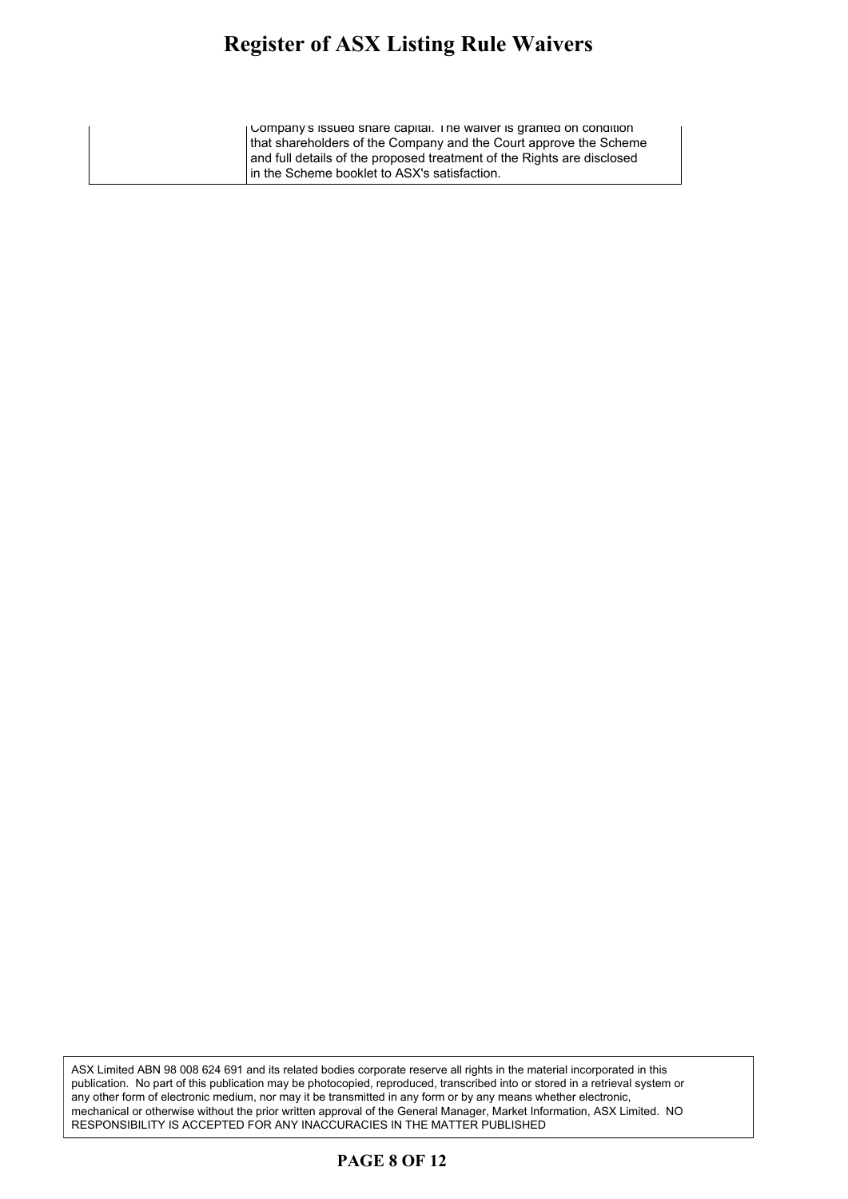| | |
|---|---|
| | Company's issued share capital. The waiver is granted on condition that shareholders of the Company and the Court approve the Scheme and full details of the proposed treatment of the Rights are disclosed in the Scheme booklet to ASX's satisfaction. |

ASX Limited ABN 98 008 624 691 and its related bodies corporate reserve all rights in the material incorporated in this publication. No part of this publication may be photocopied, reproduced, transcribed into or stored in a retrieval system or any other form of electronic medium, nor may it be transmitted in any form or by any means whether electronic, mechanical or otherwise without the prior written approval of the General Manager, Market Information, ASX Limited. NO RESPONSIBILITY IS ACCEPTED FOR ANY INACCURACIES IN THE MATTER PUBLISHED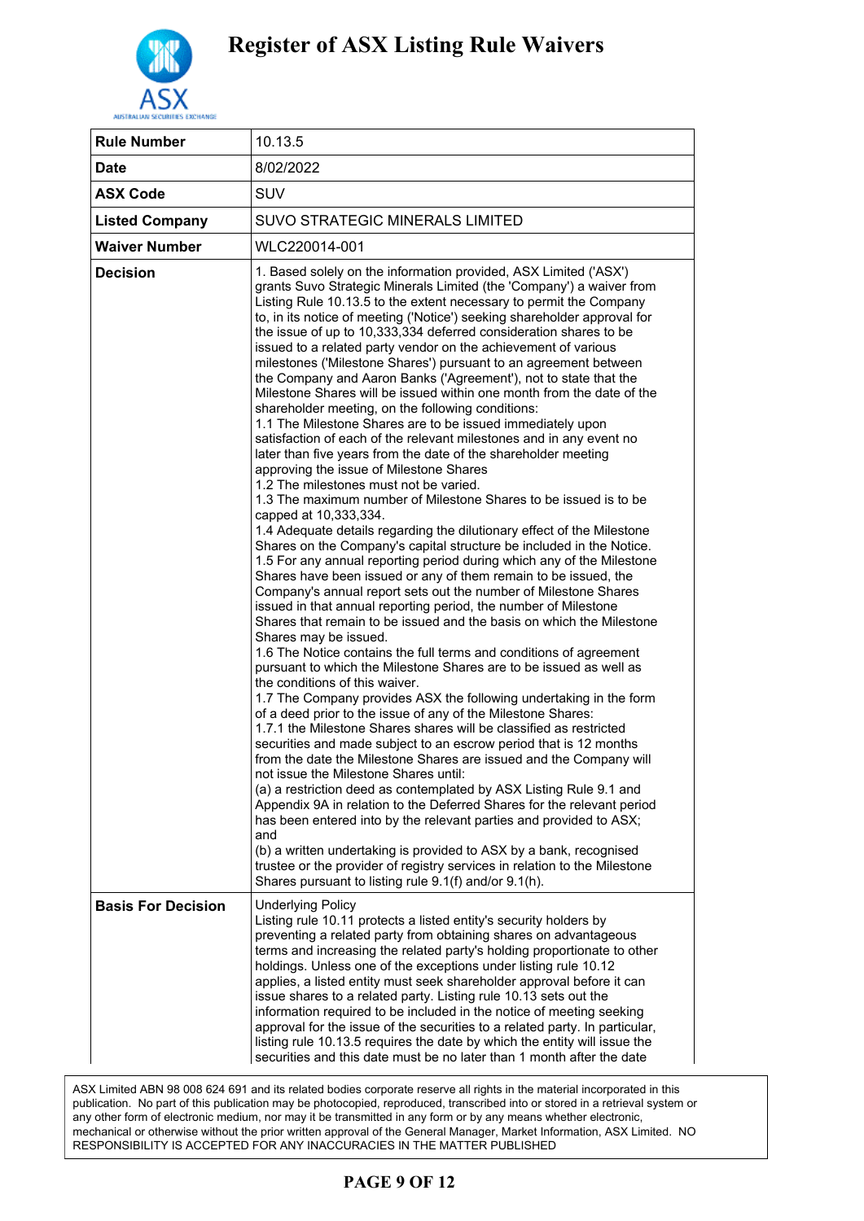# Register of ASX Listing Rule Waivers

| Rule Number | 10.13.5 |
|---|---|
| Date | 8/02/2022 |
| ASX Code | SUV |
| Listed Company | SUVO STRATEGIC MINERALS LIMITED |
| Waiver Number | WLC220014-001 |
| Decision | 1. Based solely on the information provided, ASX Limited ('ASX') grants Suvo Strategic Minerals Limited (the 'Company') a waiver from Listing Rule 10.13.5 to the extent necessary to permit the Company to, in its notice of meeting ('Notice') seeking shareholder approval for the issue of up to 10,333,334 deferred consideration shares to be issued to a related party vendor on the achievement of various milestones ('Milestone Shares') pursuant to an agreement between the Company and Aaron Banks ('Agreement'), not to state that the Milestone Shares will be issued within one month from the date of the shareholder meeting, on the following conditions:<br>1.1 The Milestone Shares are to be issued immediately upon satisfaction of each of the relevant milestones and in any event no later than five years from the date of the shareholder meeting approving the issue of Milestone Shares<br>1.2 The milestones must not be varied.<br>1.3 The maximum number of Milestone Shares to be issued is to be capped at 10,333,334.<br>1.4 Adequate details regarding the dilutionary effect of the Milestone Shares on the Company's capital structure be included in the Notice.<br>1.5 For any annual reporting period during which any of the Milestone Shares have been issued or any of them remain to be issued, the Company's annual report sets out the number of Milestone Shares issued in that annual reporting period, the number of Milestone Shares that remain to be issued and the basis on which the Milestone Shares may be issued.<br>1.6 The Notice contains the full terms and conditions of agreement pursuant to which the Milestone Shares are to be issued as well as the conditions of this waiver.<br>1.7 The Company provides ASX the following undertaking in the form of a deed prior to the issue of any of the Milestone Shares:<br>1.7.1 the Milestone Shares shares will be classified as restricted securities and made subject to an escrow period that is 12 months from the date the Milestone Shares are issued and the Company will not issue the Milestone Shares until:<br>(a) a restriction deed as contemplated by ASX Listing Rule 9.1 and Appendix 9A in relation to the Deferred Shares for the relevant period has been entered into by the relevant parties and provided to ASX; and<br>(b) a written undertaking is provided to ASX by a bank, recognised trustee or the provider of registry services in relation to the Milestone Shares pursuant to listing rule 9.1(f) and/or 9.1(h). |
| Basis For Decision | Underlying Policy<br>Listing rule 10.11 protects a listed entity's security holders by preventing a related party from obtaining shares on advantageous terms and increasing the related party's holding proportionate to other holdings. Unless one of the exceptions under listing rule 10.12 applies, a listed entity must seek shareholder approval before it can issue shares to a related party. Listing rule 10.13 sets out the information required to be included in the notice of meeting seeking approval for the issue of the securities to a related party. In particular, listing rule 10.13.5 requires the date by which the entity will issue the securities and this date must be no later than 1 month after the date |

ASX Limited ABN 98 008 624 691 and its related bodies corporate reserve all rights in the material incorporated in this publication. No part of this publication may be photocopied, reproduced, transcribed into or stored in a retrieval system or any other form of electronic medium, nor may it be transmitted in any form or by any means whether electronic, mechanical or otherwise without the prior written approval of the General Manager, Market Information, ASX Limited. NO RESPONSIBILITY IS ACCEPTED FOR ANY INACCURACIES IN THE MATTER PUBLISHED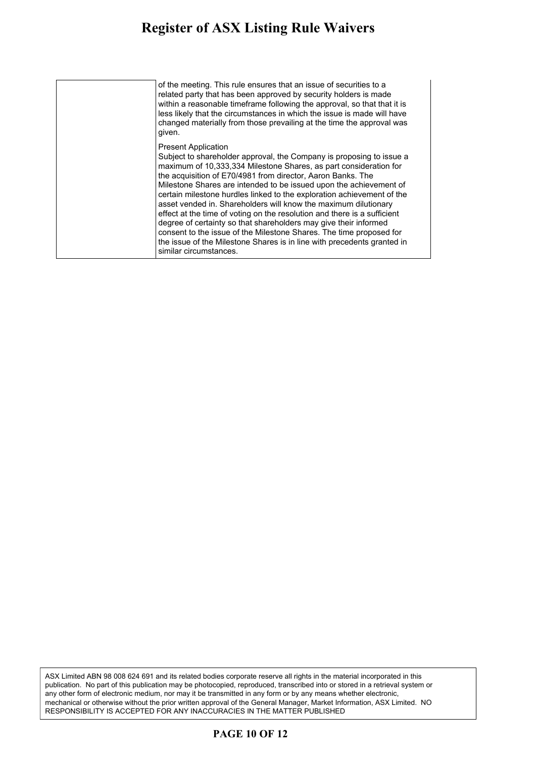| | |
|---|---|
| | of the meeting. This rule ensures that an issue of securities to a related party that has been approved by security holders is made within a reasonable timeframe following the approval, so that that it is less likely that the circumstances in which the issue is made will have changed materially from those prevailing at the time the approval was given.<br><br>Present Application<br>Subject to shareholder approval, the Company is proposing to issue a maximum of 10,333,334 Milestone Shares, as part consideration for the acquisition of E70/4981 from director, Aaron Banks. The Milestone Shares are intended to be issued upon the achievement of certain milestone hurdles linked to the exploration achievement of the asset vended in. Shareholders will know the maximum dilutionary effect at the time of voting on the resolution and there is a sufficient degree of certainty so that shareholders may give their informed consent to the issue of the Milestone Shares. The time proposed for the issue of the Milestone Shares is in line with precedents granted in similar circumstances. |

ASX Limited ABN 98 008 624 691 and its related bodies corporate reserve all rights in the material incorporated in this publication. No part of this publication may be photocopied, reproduced, transcribed into or stored in a retrieval system or any other form of electronic medium, nor may it be transmitted in any form or by any means whether electronic, mechanical or otherwise without the prior written approval of the General Manager, Market Information, ASX Limited. NO RESPONSIBILITY IS ACCEPTED FOR ANY INACCURACIES IN THE MATTER PUBLISHED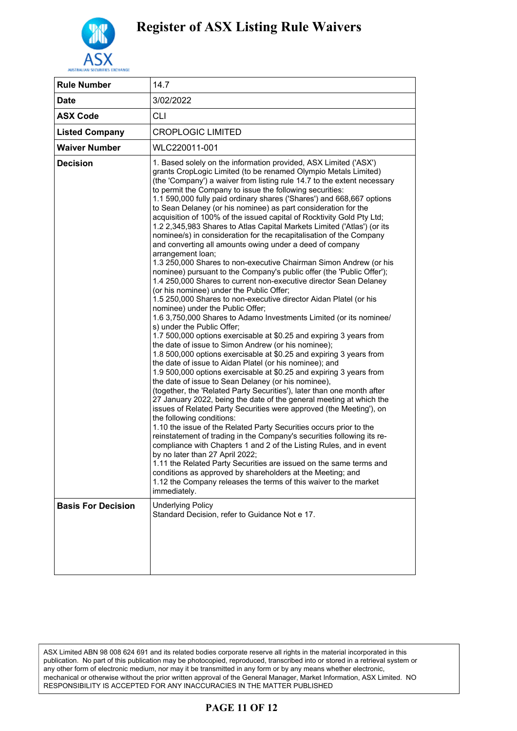# Register of ASX Listing Rule Waivers

| | |
|---|---|
| **Rule Number** | 14.7 |
| **Date** | 3/02/2022 |
| **ASX Code** | CLI |
| **Listed Company** | CROPLOGIC LIMITED |
| **Waiver Number** | WLC220011-001 |
| **Decision** | 1. Based solely on the information provided, ASX Limited ('ASX') grants CropLogic Limited (to be renamed Olympio Metals Limited) (the 'Company') a waiver from listing rule 14.7 to the extent necessary to permit the Company to issue the following securities:<br>1.1 590,000 fully paid ordinary shares ('Shares') and 668,667 options to Sean Delaney (or his nominee) as part consideration for the acquisition of 100% of the issued capital of Rocktivity Gold Pty Ltd;<br>1.2 2,345,983 Shares to Atlas Capital Markets Limited ('Atlas') (or its nominee/s) in consideration for the recapitalisation of the Company and converting all amounts owing under a deed of company arrangement loan;<br>1.3 250,000 Shares to non-executive Chairman Simon Andrew (or his nominee) pursuant to the Company's public offer (the 'Public Offer');<br>1.4 250,000 Shares to current non-executive director Sean Delaney (or his nominee) under the Public Offer;<br>1.5 250,000 Shares to non-executive director Aidan Platel (or his nominee) under the Public Offer;<br>1.6 3,750,000 Shares to Adamo Investments Limited (or its nominee/s) under the Public Offer;<br>1.7 500,000 options exercisable at $0.25 and expiring 3 years from the date of issue to Simon Andrew (or his nominee);<br>1.8 500,000 options exercisable at $0.25 and expiring 3 years from the date of issue to Aidan Platel (or his nominee); and<br>1.9 500,000 options exercisable at $0.25 and expiring 3 years from the date of issue to Sean Delaney (or his nominee),<br>(together, the 'Related Party Securities'), later than one month after 27 January 2022, being the date of the general meeting at which the issues of Related Party Securities were approved (the Meeting'), on the following conditions:<br>1.10 the issue of the Related Party Securities occurs prior to the reinstatement of trading in the Company's securities following its re-compliance with Chapters 1 and 2 of the Listing Rules, and in event by no later than 27 April 2022;<br>1.11 the Related Party Securities are issued on the same terms and conditions as approved by shareholders at the Meeting; and<br>1.12 the Company releases the terms of this waiver to the market immediately. |
| **Basis For Decision** | Underlying Policy<br>Standard Decision, refer to Guidance Not e 17. |

ASX Limited ABN 98 008 624 691 and its related bodies corporate reserve all rights in the material incorporated in this publication. No part of this publication may be photocopied, reproduced, transcribed into or stored in a retrieval system or any other form of electronic medium, nor may it be transmitted in any form or by any means whether electronic, mechanical or otherwise without the prior written approval of the General Manager, Market Information, ASX Limited. NO RESPONSIBILITY IS ACCEPTED FOR ANY INACCURACIES IN THE MATTER PUBLISHED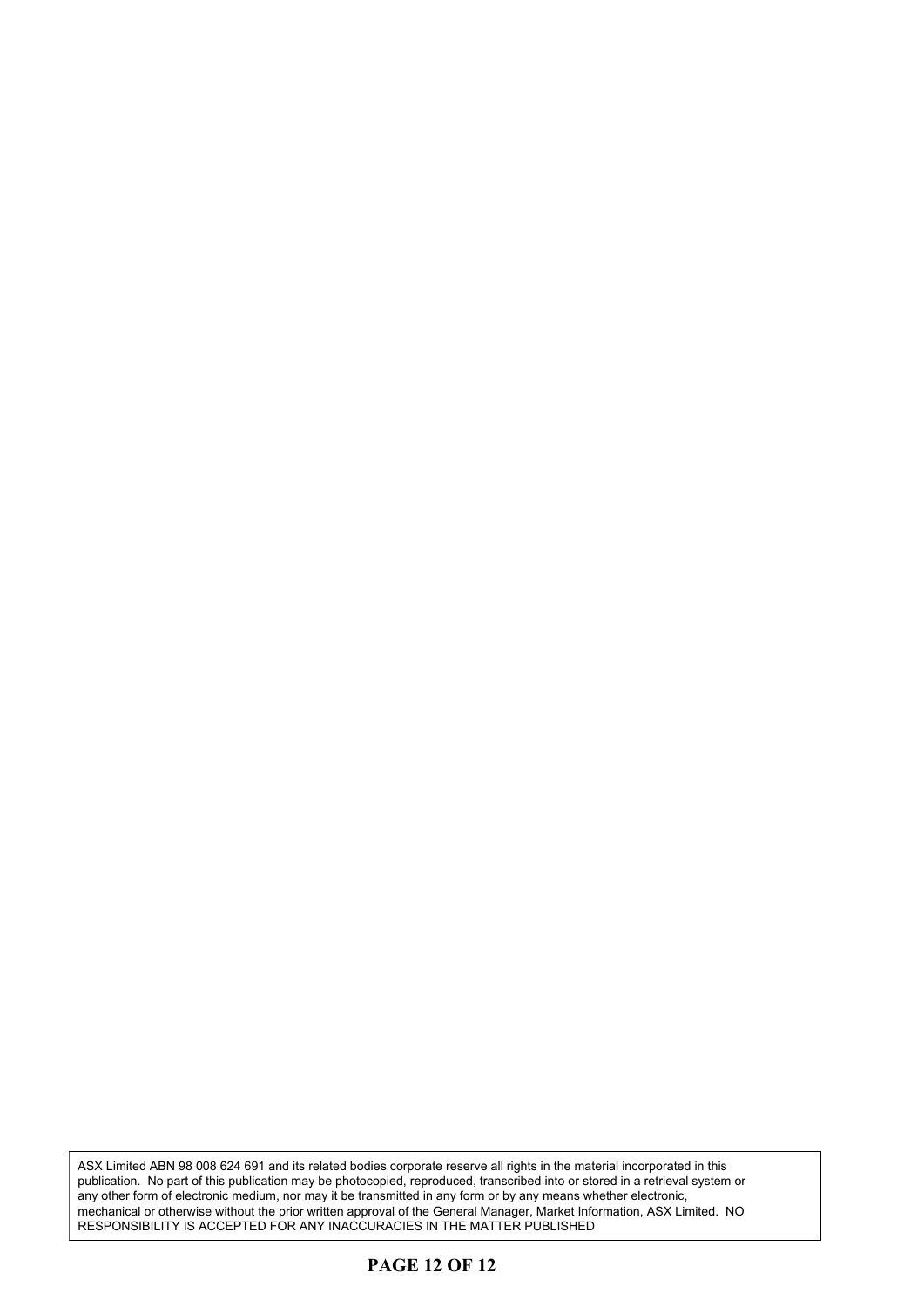ASX Limited ABN 98 008 624 691 and its related bodies corporate reserve all rights in the material incorporated in this publication. No part of this publication may be photocopied, reproduced, transcribed into or stored in a retrieval system or any other form of electronic medium, nor may it be transmitted in any form or by any means whether electronic, mechanical or otherwise without the prior written approval of the General Manager, Market Information, ASX Limited. NO RESPONSIBILITY IS ACCEPTED FOR ANY INACCURACIES IN THE MATTER PUBLISHED